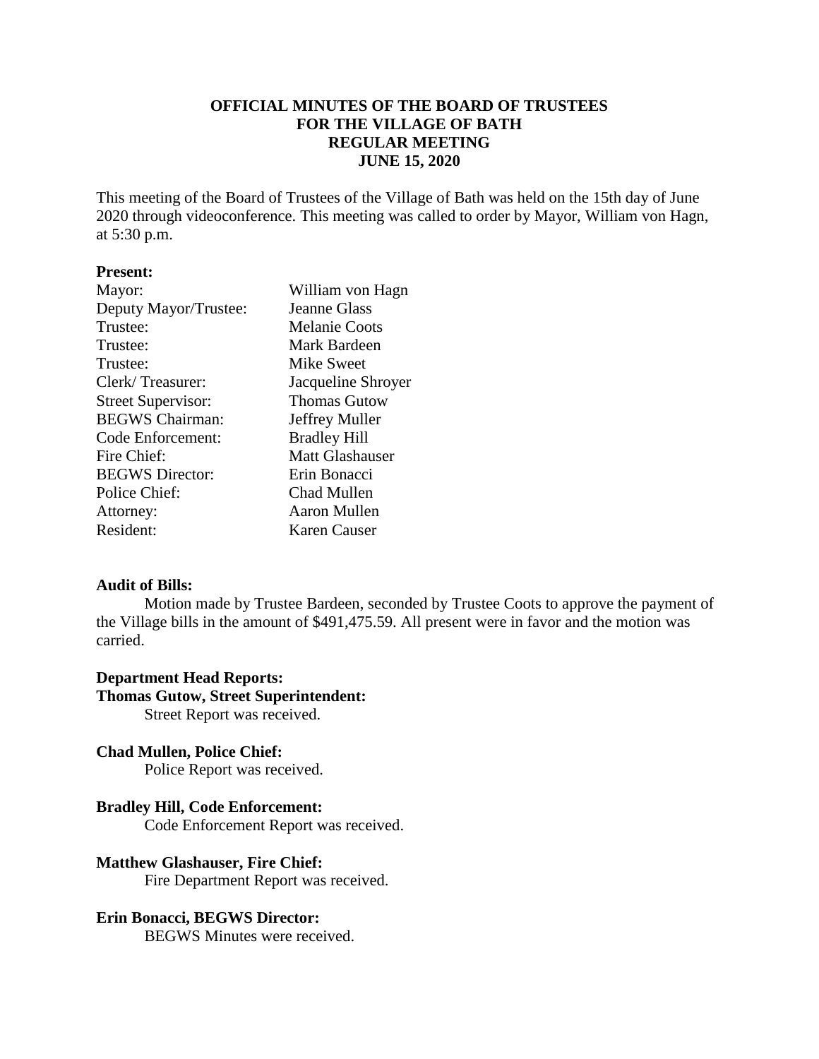# OFFICIAL MINUTES OF THE BOARD OF TRUSTEES FOR THE VILLAGE OF BATH REGULAR MEETING JUNE 15, 2020

This meeting of the Board of Trustees of the Village of Bath was held on the 15th day of June 2020 through videoconference. This meeting was called to order by Mayor, William von Hagn, at 5:30 p.m.

**Present:**

| | |
|---|---|
| Mayor: | William von Hagn |
| Deputy Mayor/Trustee: | Jeanne Glass |
| Trustee: | Melanie Coots |
| Trustee: | Mark Bardeen |
| Trustee: | Mike Sweet |
| Clerk/ Treasurer: | Jacqueline Shroyer |
| Street Supervisor: | Thomas Gutow |
| BEGWS Chairman: | Jeffrey Muller |
| Code Enforcement: | Bradley Hill |
| Fire Chief: | Matt Glashauser |
| BEGWS Director: | Erin Bonacci |
| Police Chief: | Chad Mullen |
| Attorney: | Aaron Mullen |
| Resident: | Karen Causer |

**Audit of Bills:**

Motion made by Trustee Bardeen, seconded by Trustee Coots to approve the payment of the Village bills in the amount of $491,475.59. All present were in favor and the motion was carried.

**Department Head Reports:**

**Thomas Gutow, Street Superintendent:**

Street Report was received.

**Chad Mullen, Police Chief:**

Police Report was received.

**Bradley Hill, Code Enforcement:**

Code Enforcement Report was received.

**Matthew Glashauser, Fire Chief:**

Fire Department Report was received.

**Erin Bonacci, BEGWS Director:**

BEGWS Minutes were received.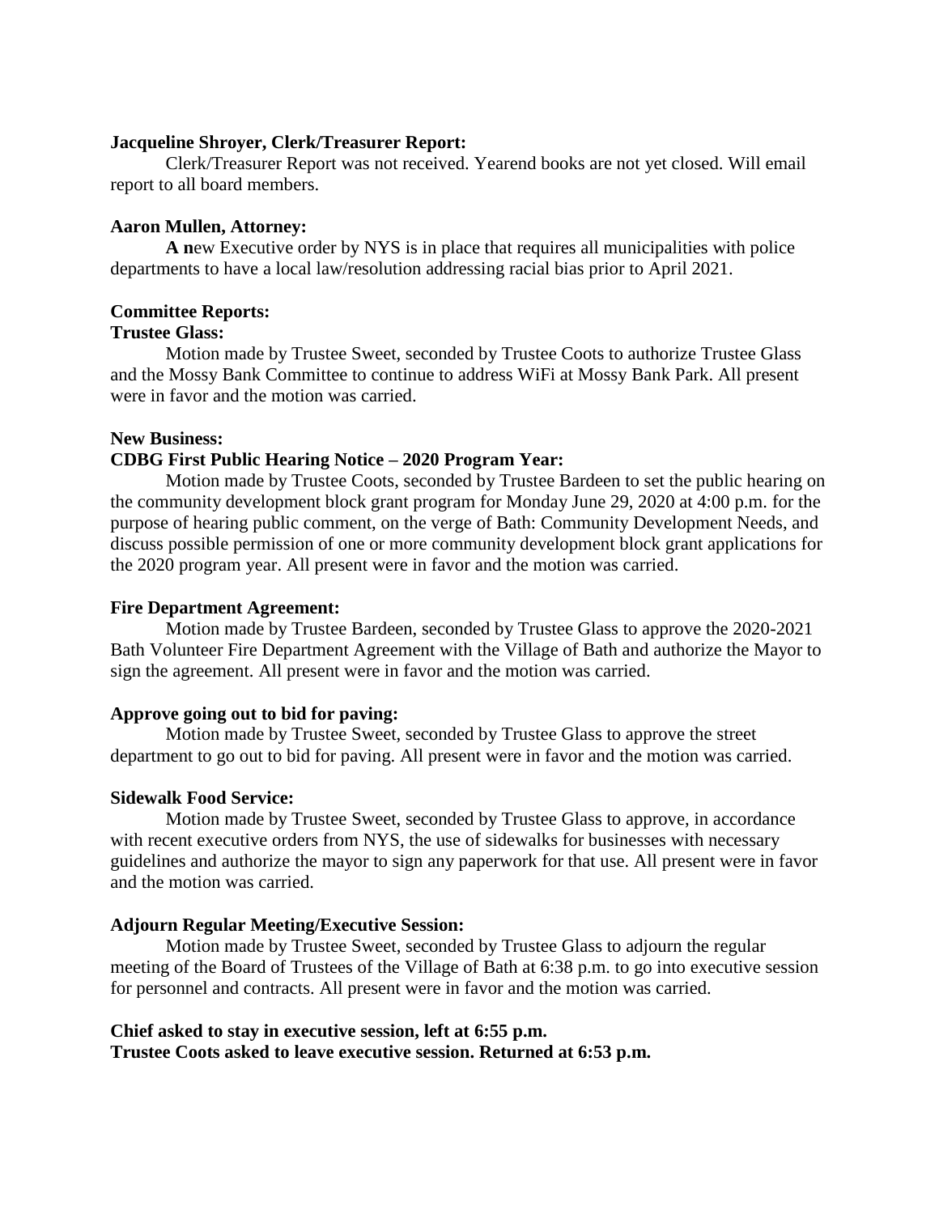**Jacqueline Shroyer, Clerk/Treasurer Report:**

Clerk/Treasurer Report was not received. Yearend books are not yet closed. Will email report to all board members.

**Aaron Mullen, Attorney:**

**A n**ew Executive order by NYS is in place that requires all municipalities with police departments to have a local law/resolution addressing racial bias prior to April 2021.

**Committee Reports:**

**Trustee Glass:**

Motion made by Trustee Sweet, seconded by Trustee Coots to authorize Trustee Glass and the Mossy Bank Committee to continue to address WiFi at Mossy Bank Park. All present were in favor and the motion was carried.

**New Business:**

**CDBG First Public Hearing Notice – 2020 Program Year:**

Motion made by Trustee Coots, seconded by Trustee Bardeen to set the public hearing on the community development block grant program for Monday June 29, 2020 at 4:00 p.m. for the purpose of hearing public comment, on the verge of Bath: Community Development Needs, and discuss possible permission of one or more community development block grant applications for the 2020 program year. All present were in favor and the motion was carried.

**Fire Department Agreement:**

Motion made by Trustee Bardeen, seconded by Trustee Glass to approve the 2020-2021 Bath Volunteer Fire Department Agreement with the Village of Bath and authorize the Mayor to sign the agreement. All present were in favor and the motion was carried.

**Approve going out to bid for paving:**

Motion made by Trustee Sweet, seconded by Trustee Glass to approve the street department to go out to bid for paving. All present were in favor and the motion was carried.

**Sidewalk Food Service:**

Motion made by Trustee Sweet, seconded by Trustee Glass to approve, in accordance with recent executive orders from NYS, the use of sidewalks for businesses with necessary guidelines and authorize the mayor to sign any paperwork for that use. All present were in favor and the motion was carried.

**Adjourn Regular Meeting/Executive Session:**

Motion made by Trustee Sweet, seconded by Trustee Glass to adjourn the regular meeting of the Board of Trustees of the Village of Bath at 6:38 p.m. to go into executive session for personnel and contracts. All present were in favor and the motion was carried.

**Chief asked to stay in executive session, left at 6:55 p.m.**

**Trustee Coots asked to leave executive session. Returned at 6:53 p.m.**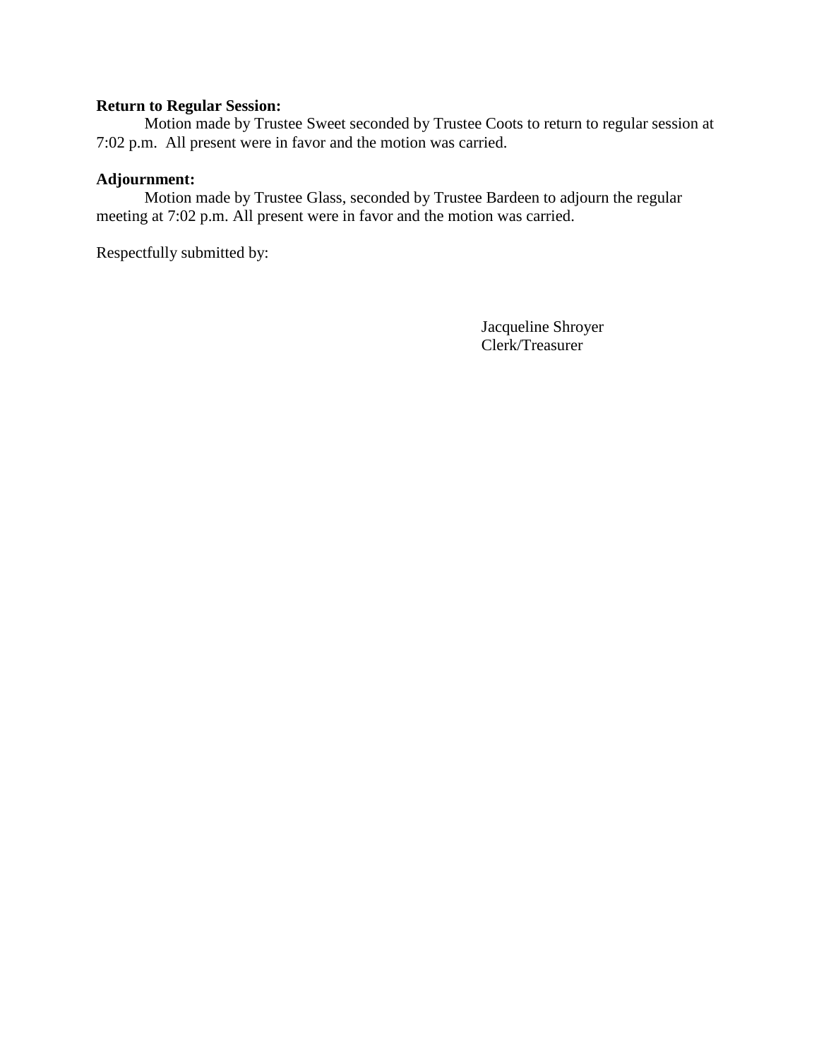**Return to Regular Session:**

Motion made by Trustee Sweet seconded by Trustee Coots to return to regular session at 7:02 p.m. All present were in favor and the motion was carried.

**Adjournment:**

Motion made by Trustee Glass, seconded by Trustee Bardeen to adjourn the regular meeting at 7:02 p.m. All present were in favor and the motion was carried.

Respectfully submitted by:

Jacqueline Shroyer
Clerk/Treasurer